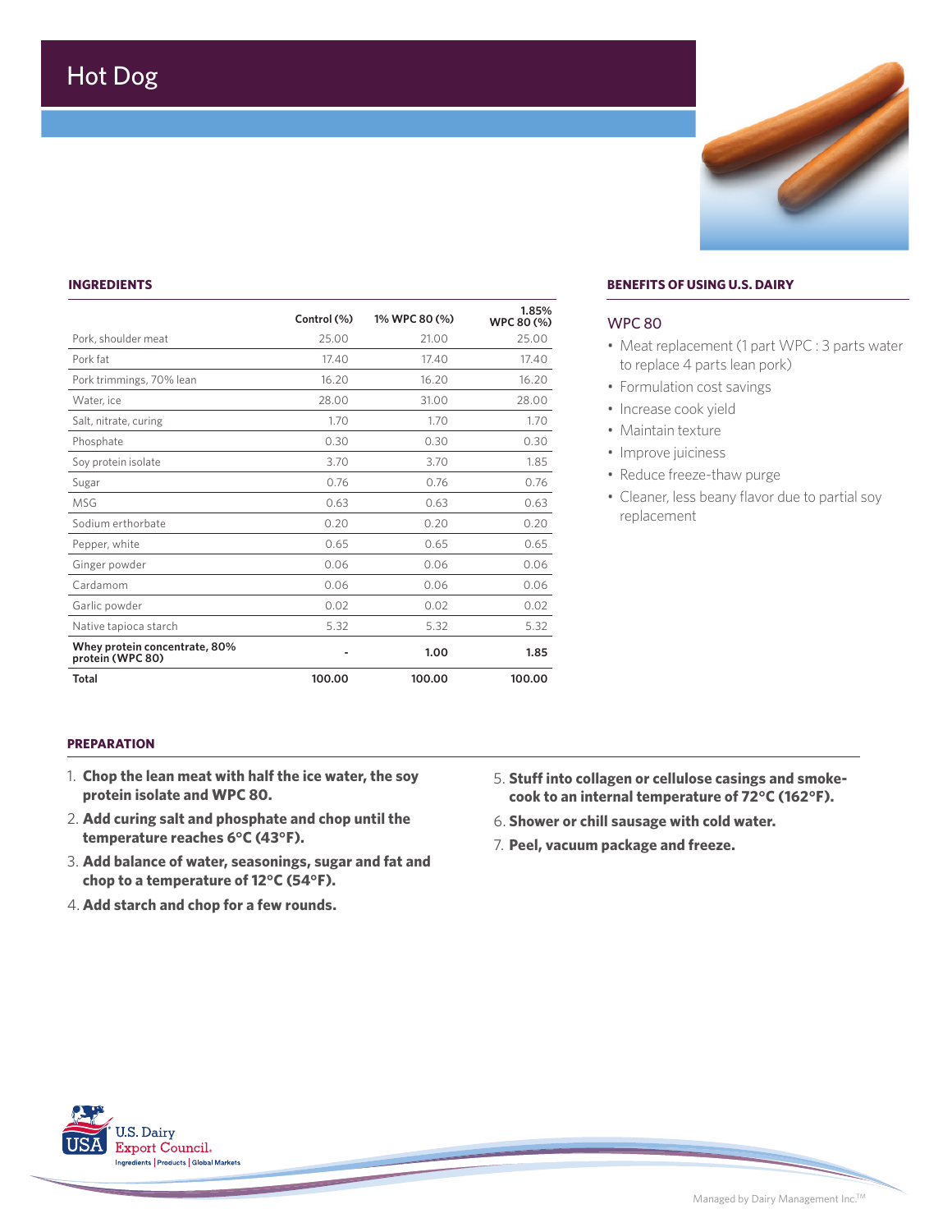# Hot Dog

## INGREDIENTS

| | Control (%) | 1% WPC 80 (%) | 1.85% WPC 80 (%) |
|---|---|---|---|
| Pork, shoulder meat | 25.00 | 21.00 | 25.00 |
| Pork fat | 17.40 | 17.40 | 17.40 |
| Pork trimmings, 70% lean | 16.20 | 16.20 | 16.20 |
| Water, ice | 28.00 | 31.00 | 28.00 |
| Salt, nitrate, curing | 1.70 | 1.70 | 1.70 |
| Phosphate | 0.30 | 0.30 | 0.30 |
| Soy protein isolate | 3.70 | 3.70 | 1.85 |
| Sugar | 0.76 | 0.76 | 0.76 |
| MSG | 0.63 | 0.63 | 0.63 |
| Sodium erthorbate | 0.20 | 0.20 | 0.20 |
| Pepper, white | 0.65 | 0.65 | 0.65 |
| Ginger powder | 0.06 | 0.06 | 0.06 |
| Cardamom | 0.06 | 0.06 | 0.06 |
| Garlic powder | 0.02 | 0.02 | 0.02 |
| Native tapioca starch | 5.32 | 5.32 | 5.32 |
| **Whey protein concentrate, 80% protein (WPC 80)** | **-** | **1.00** | **1.85** |
| **Total** | **100.00** | **100.00** | **100.00** |

## BENEFITS OF USING U.S. DAIRY

### WPC 80

- Meat replacement (1 part WPC : 3 parts water to replace 4 parts lean pork)
- Formulation cost savings
- Increase cook yield
- Maintain texture
- Improve juiciness
- Reduce freeze-thaw purge
- Cleaner, less beany flavor due to partial soy replacement

## PREPARATION

1. **Chop the lean meat with half the ice water, the soy protein isolate and WPC 80.**
2. **Add curing salt and phosphate and chop until the temperature reaches 6°C (43°F).**
3. **Add balance of water, seasonings, sugar and fat and chop to a temperature of 12°C (54°F).**
4. **Add starch and chop for a few rounds.**
5. **Stuff into collagen or cellulose casings and smoke-cook to an internal temperature of 72°C (162°F).**
6. **Shower or chill sausage with cold water.**
7. **Peel, vacuum package and freeze.**

U.S. Dairy Export Council. Ingredients | Products | Global Markets

Managed by Dairy Management Inc.™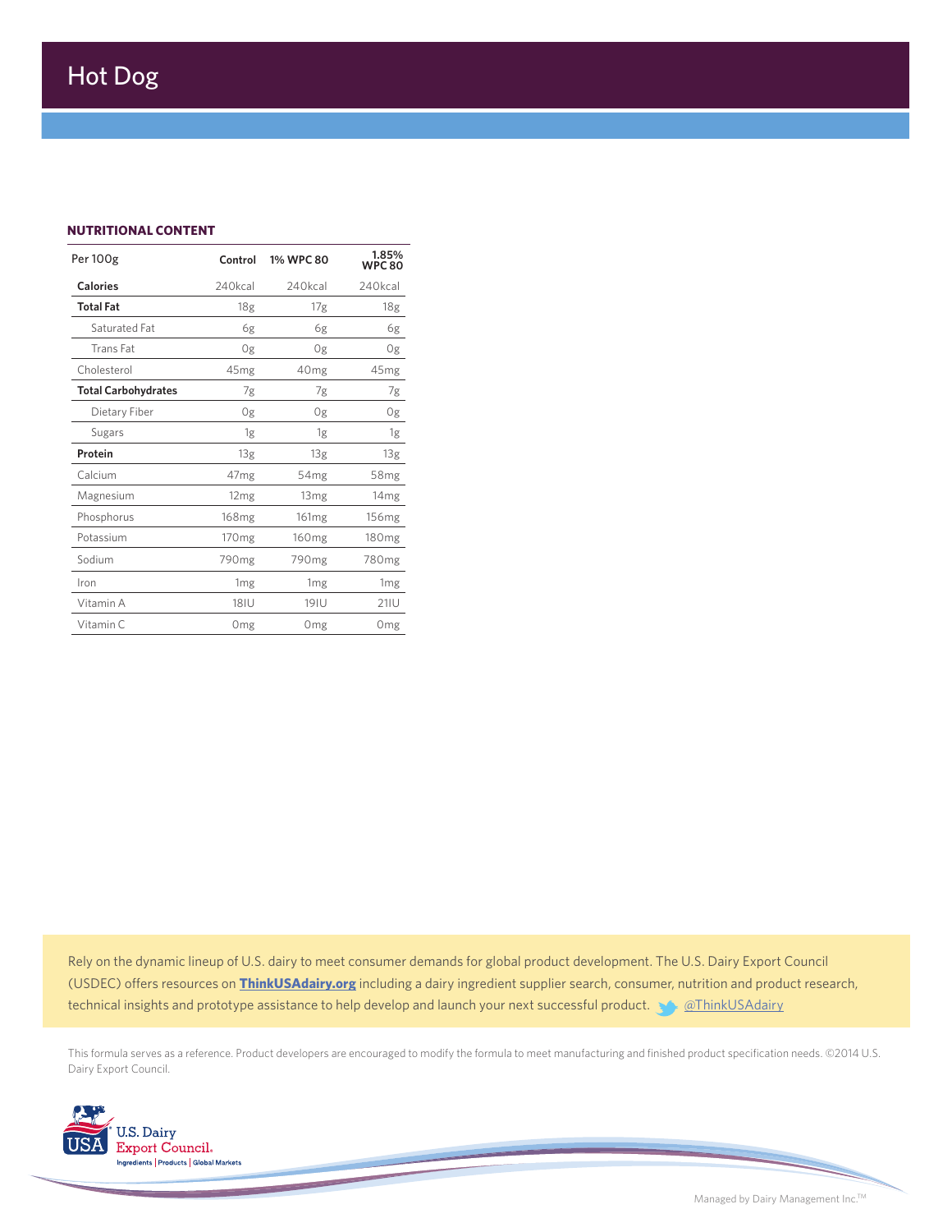# Hot Dog

**NUTRITIONAL CONTENT**

| Per 100g | Control | 1% WPC 80 | 1.85% WPC 80 |
|---|---|---|---|
| **Calories** | 240kcal | 240kcal | 240kcal |
| **Total Fat** | 18g | 17g | 18g |
| Saturated Fat | 6g | 6g | 6g |
| Trans Fat | 0g | 0g | 0g |
| Cholesterol | 45mg | 40mg | 45mg |
| **Total Carbohydrates** | 7g | 7g | 7g |
| Dietary Fiber | 0g | 0g | 0g |
| Sugars | 1g | 1g | 1g |
| **Protein** | 13g | 13g | 13g |
| Calcium | 47mg | 54mg | 58mg |
| Magnesium | 12mg | 13mg | 14mg |
| Phosphorus | 168mg | 161mg | 156mg |
| Potassium | 170mg | 160mg | 180mg |
| Sodium | 790mg | 790mg | 780mg |
| Iron | 1mg | 1mg | 1mg |
| Vitamin A | 18IU | 19IU | 21IU |
| Vitamin C | 0mg | 0mg | 0mg |

Rely on the dynamic lineup of U.S. dairy to meet consumer demands for global product development. The U.S. Dairy Export Council (USDEC) offers resources on **ThinkUSAdairy.org** including a dairy ingredient supplier search, consumer, nutrition and product research, technical insights and prototype assistance to help develop and launch your next successful product. @ThinkUSAdairy

This formula serves as a reference. Product developers are encouraged to modify the formula to meet manufacturing and finished product specification needs. ©2014 U.S. Dairy Export Council.

U.S. Dairy Export Council. Ingredients | Products | Global Markets

Managed by Dairy Management Inc.™